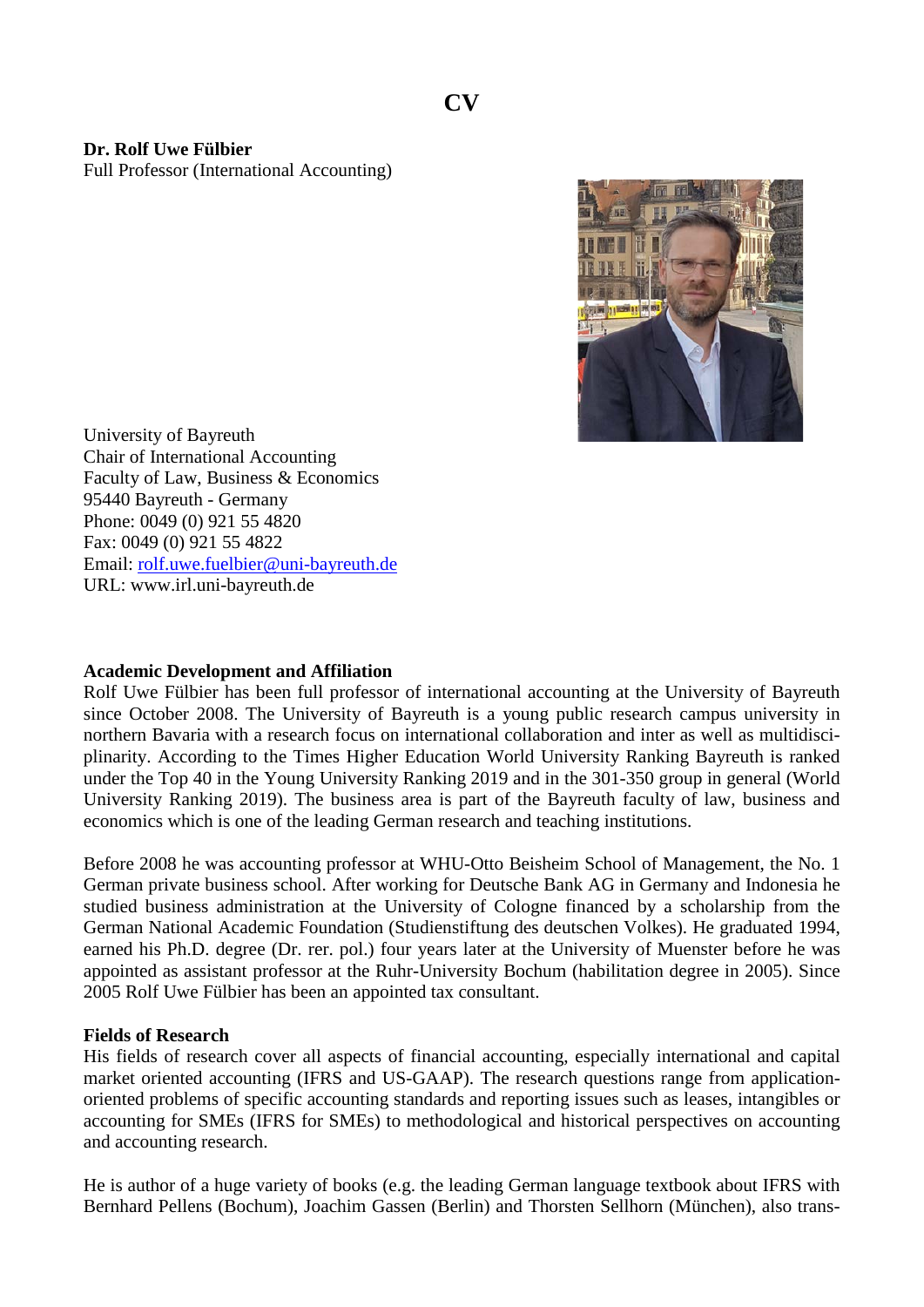# CV

**Dr. Rolf Uwe Fülbier**
Full Professor (International Accounting)

University of Bayreuth
Chair of International Accounting
Faculty of Law, Business & Economics
95440 Bayreuth - Germany
Phone: 0049 (0) 921 55 4820
Fax: 0049 (0) 921 55 4822
Email: rolf.uwe.fuelbier@uni-bayreuth.de
URL: www.irl.uni-bayreuth.de

**Academic Development and Affiliation**

Rolf Uwe Fülbier has been full professor of international accounting at the University of Bayreuth since October 2008. The University of Bayreuth is a young public research campus university in northern Bavaria with a research focus on international collaboration and inter as well as multidisciplinarity. According to the Times Higher Education World University Ranking Bayreuth is ranked under the Top 40 in the Young University Ranking 2019 and in the 301-350 group in general (World University Ranking 2019). The business area is part of the Bayreuth faculty of law, business and economics which is one of the leading German research and teaching institutions.

Before 2008 he was accounting professor at WHU-Otto Beisheim School of Management, the No. 1 German private business school. After working for Deutsche Bank AG in Germany and Indonesia he studied business administration at the University of Cologne financed by a scholarship from the German National Academic Foundation (Studienstiftung des deutschen Volkes). He graduated 1994, earned his Ph.D. degree (Dr. rer. pol.) four years later at the University of Muenster before he was appointed as assistant professor at the Ruhr-University Bochum (habilitation degree in 2005). Since 2005 Rolf Uwe Fülbier has been an appointed tax consultant.

**Fields of Research**

His fields of research cover all aspects of financial accounting, especially international and capital market oriented accounting (IFRS and US-GAAP). The research questions range from application-oriented problems of specific accounting standards and reporting issues such as leases, intangibles or accounting for SMEs (IFRS for SMEs) to methodological and historical perspectives on accounting and accounting research.

He is author of a huge variety of books (e.g. the leading German language textbook about IFRS with Bernhard Pellens (Bochum), Joachim Gassen (Berlin) and Thorsten Sellhorn (München), also trans-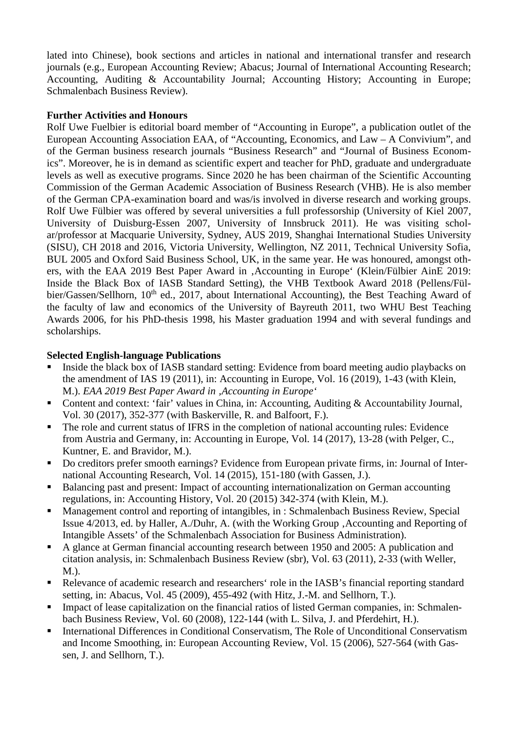lated into Chinese), book sections and articles in national and international transfer and research journals (e.g., European Accounting Review; Abacus; Journal of International Accounting Research; Accounting, Auditing & Accountability Journal; Accounting History; Accounting in Europe; Schmalenbach Business Review).

**Further Activities and Honours**

Rolf Uwe Fuelbier is editorial board member of "Accounting in Europe", a publication outlet of the European Accounting Association EAA, of "Accounting, Economics, and Law – A Convivium", and of the German business research journals "Business Research" and "Journal of Business Economics". Moreover, he is in demand as scientific expert and teacher for PhD, graduate and undergraduate levels as well as executive programs. Since 2020 he has been chairman of the Scientific Accounting Commission of the German Academic Association of Business Research (VHB). He is also member of the German CPA-examination board and was/is involved in diverse research and working groups. Rolf Uwe Fülbier was offered by several universities a full professorship (University of Kiel 2007, University of Duisburg-Essen 2007, University of Innsbruck 2011). He was visiting scholar/professor at Macquarie University, Sydney, AUS 2019, Shanghai International Studies University (SISU), CH 2018 and 2016, Victoria University, Wellington, NZ 2011, Technical University Sofia, BUL 2005 and Oxford Said Business School, UK, in the same year. He was honoured, amongst others, with the EAA 2019 Best Paper Award in ‚Accounting in Europe' (Klein/Fülbier AinE 2019: Inside the Black Box of IASB Standard Setting), the VHB Textbook Award 2018 (Pellens/Fülbier/Gassen/Sellhorn, 10th ed., 2017, about International Accounting), the Best Teaching Award of the faculty of law and economics of the University of Bayreuth 2011, two WHU Best Teaching Awards 2006, for his PhD-thesis 1998, his Master graduation 1994 and with several fundings and scholarships.

**Selected English-language Publications**

- Inside the black box of IASB standard setting: Evidence from board meeting audio playbacks on the amendment of IAS 19 (2011), in: Accounting in Europe, Vol. 16 (2019), 1-43 (with Klein, M.). *EAA 2019 Best Paper Award in ‚Accounting in Europe'*
- Content and context: 'fair' values in China, in: Accounting, Auditing & Accountability Journal, Vol. 30 (2017), 352-377 (with Baskerville, R. and Balfoort, F.).
- The role and current status of IFRS in the completion of national accounting rules: Evidence from Austria and Germany, in: Accounting in Europe, Vol. 14 (2017), 13-28 (with Pelger, C., Kuntner, E. and Bravidor, M.).
- Do creditors prefer smooth earnings? Evidence from European private firms, in: Journal of International Accounting Research, Vol. 14 (2015), 151-180 (with Gassen, J.).
- Balancing past and present: Impact of accounting internationalization on German accounting regulations, in: Accounting History, Vol. 20 (2015) 342-374 (with Klein, M.).
- Management control and reporting of intangibles, in : Schmalenbach Business Review, Special Issue 4/2013, ed. by Haller, A./Duhr, A. (with the Working Group ‚Accounting and Reporting of Intangible Assets' of the Schmalenbach Association for Business Administration).
- A glance at German financial accounting research between 1950 and 2005: A publication and citation analysis, in: Schmalenbach Business Review (sbr), Vol. 63 (2011), 2-33 (with Weller, M.).
- Relevance of academic research and researchers' role in the IASB's financial reporting standard setting, in: Abacus, Vol. 45 (2009), 455-492 (with Hitz, J.-M. and Sellhorn, T.).
- Impact of lease capitalization on the financial ratios of listed German companies, in: Schmalenbach Business Review, Vol. 60 (2008), 122-144 (with L. Silva, J. and Pferdehirt, H.).
- International Differences in Conditional Conservatism, The Role of Unconditional Conservatism and Income Smoothing, in: European Accounting Review, Vol. 15 (2006), 527-564 (with Gassen, J. and Sellhorn, T.).